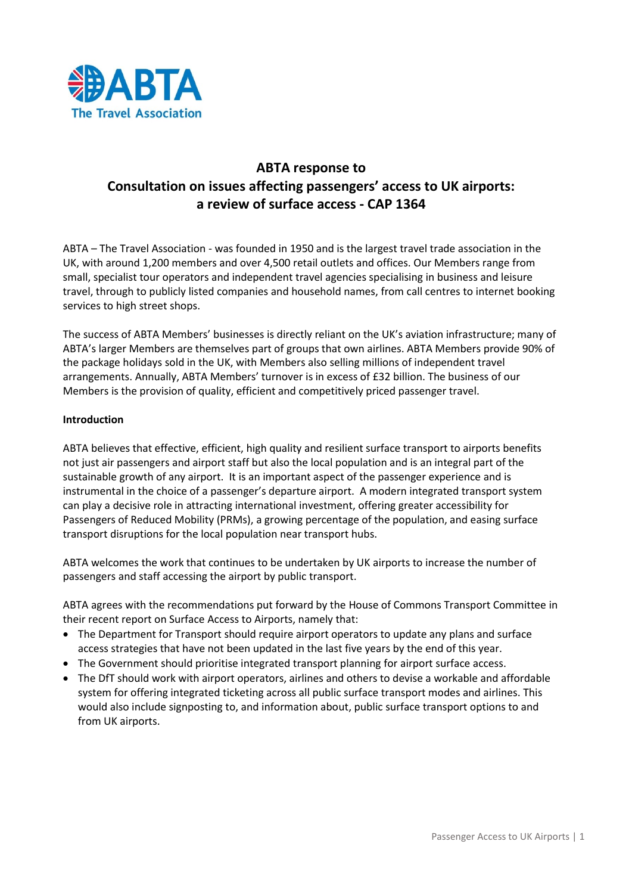ABTA The Travel Association

# ABTA response to Consultation on issues affecting passengers' access to UK airports: a review of surface access - CAP 1364

ABTA – The Travel Association - was founded in 1950 and is the largest travel trade association in the UK, with around 1,200 members and over 4,500 retail outlets and offices. Our Members range from small, specialist tour operators and independent travel agencies specialising in business and leisure travel, through to publicly listed companies and household names, from call centres to internet booking services to high street shops.

The success of ABTA Members' businesses is directly reliant on the UK's aviation infrastructure; many of ABTA's larger Members are themselves part of groups that own airlines. ABTA Members provide 90% of the package holidays sold in the UK, with Members also selling millions of independent travel arrangements. Annually, ABTA Members' turnover is in excess of £32 billion. The business of our Members is the provision of quality, efficient and competitively priced passenger travel.

## Introduction

ABTA believes that effective, efficient, high quality and resilient surface transport to airports benefits not just air passengers and airport staff but also the local population and is an integral part of the sustainable growth of any airport. It is an important aspect of the passenger experience and is instrumental in the choice of a passenger's departure airport. A modern integrated transport system can play a decisive role in attracting international investment, offering greater accessibility for Passengers of Reduced Mobility (PRMs), a growing percentage of the population, and easing surface transport disruptions for the local population near transport hubs.

ABTA welcomes the work that continues to be undertaken by UK airports to increase the number of passengers and staff accessing the airport by public transport.

ABTA agrees with the recommendations put forward by the House of Commons Transport Committee in their recent report on Surface Access to Airports, namely that:

- The Department for Transport should require airport operators to update any plans and surface access strategies that have not been updated in the last five years by the end of this year.
- The Government should prioritise integrated transport planning for airport surface access.
- The DfT should work with airport operators, airlines and others to devise a workable and affordable system for offering integrated ticketing across all public surface transport modes and airlines. This would also include signposting to, and information about, public surface transport options to and from UK airports.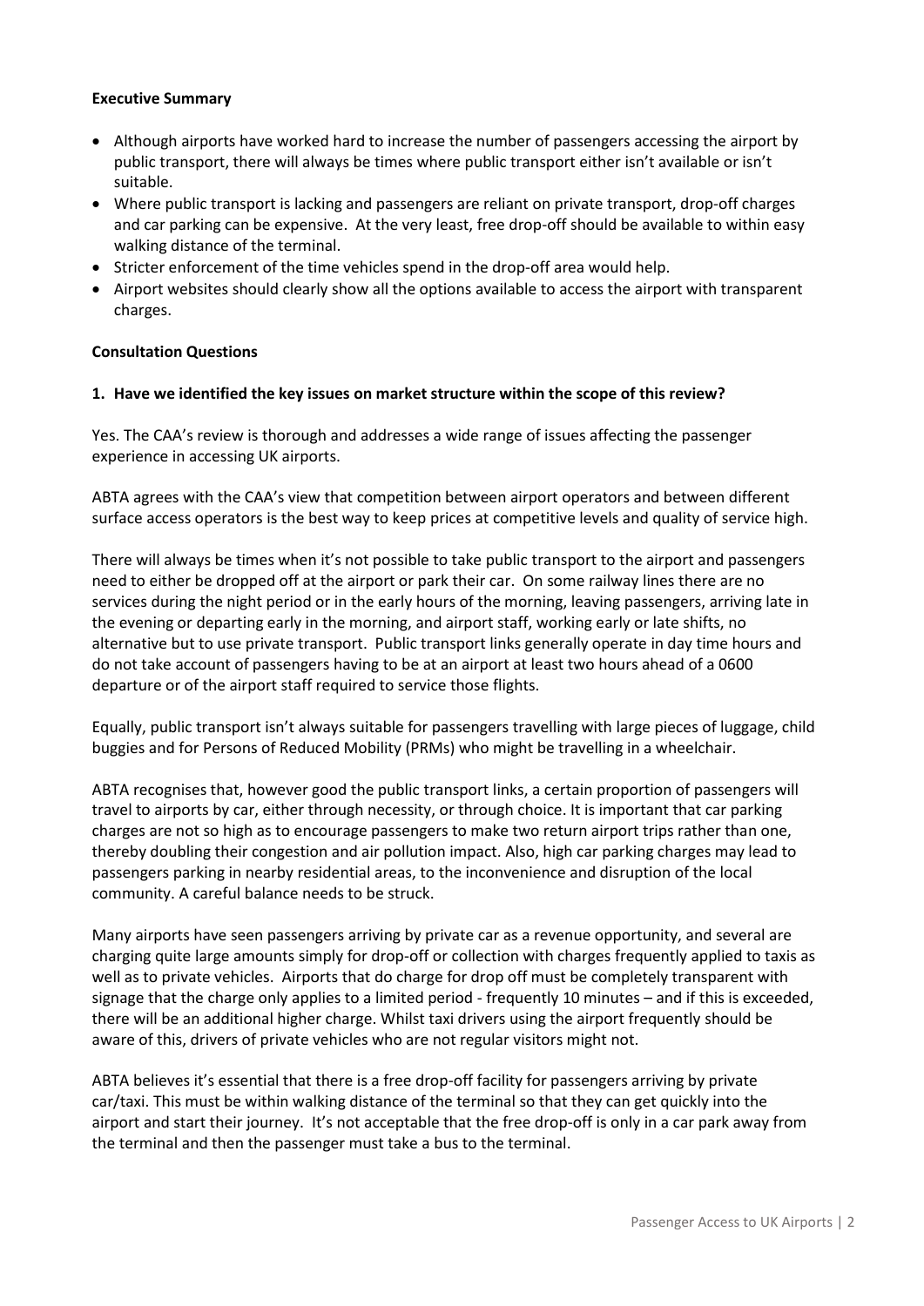**Executive Summary**

- Although airports have worked hard to increase the number of passengers accessing the airport by public transport, there will always be times where public transport either isn't available or isn't suitable.
- Where public transport is lacking and passengers are reliant on private transport, drop-off charges and car parking can be expensive. At the very least, free drop-off should be available to within easy walking distance of the terminal.
- Stricter enforcement of the time vehicles spend in the drop-off area would help.
- Airport websites should clearly show all the options available to access the airport with transparent charges.

**Consultation Questions**

**1. Have we identified the key issues on market structure within the scope of this review?**

Yes. The CAA's review is thorough and addresses a wide range of issues affecting the passenger experience in accessing UK airports.

ABTA agrees with the CAA's view that competition between airport operators and between different surface access operators is the best way to keep prices at competitive levels and quality of service high.

There will always be times when it's not possible to take public transport to the airport and passengers need to either be dropped off at the airport or park their car. On some railway lines there are no services during the night period or in the early hours of the morning, leaving passengers, arriving late in the evening or departing early in the morning, and airport staff, working early or late shifts, no alternative but to use private transport. Public transport links generally operate in day time hours and do not take account of passengers having to be at an airport at least two hours ahead of a 0600 departure or of the airport staff required to service those flights.

Equally, public transport isn't always suitable for passengers travelling with large pieces of luggage, child buggies and for Persons of Reduced Mobility (PRMs) who might be travelling in a wheelchair.

ABTA recognises that, however good the public transport links, a certain proportion of passengers will travel to airports by car, either through necessity, or through choice. It is important that car parking charges are not so high as to encourage passengers to make two return airport trips rather than one, thereby doubling their congestion and air pollution impact. Also, high car parking charges may lead to passengers parking in nearby residential areas, to the inconvenience and disruption of the local community. A careful balance needs to be struck.

Many airports have seen passengers arriving by private car as a revenue opportunity, and several are charging quite large amounts simply for drop-off or collection with charges frequently applied to taxis as well as to private vehicles. Airports that do charge for drop off must be completely transparent with signage that the charge only applies to a limited period - frequently 10 minutes – and if this is exceeded, there will be an additional higher charge. Whilst taxi drivers using the airport frequently should be aware of this, drivers of private vehicles who are not regular visitors might not.

ABTA believes it's essential that there is a free drop-off facility for passengers arriving by private car/taxi. This must be within walking distance of the terminal so that they can get quickly into the airport and start their journey. It's not acceptable that the free drop-off is only in a car park away from the terminal and then the passenger must take a bus to the terminal.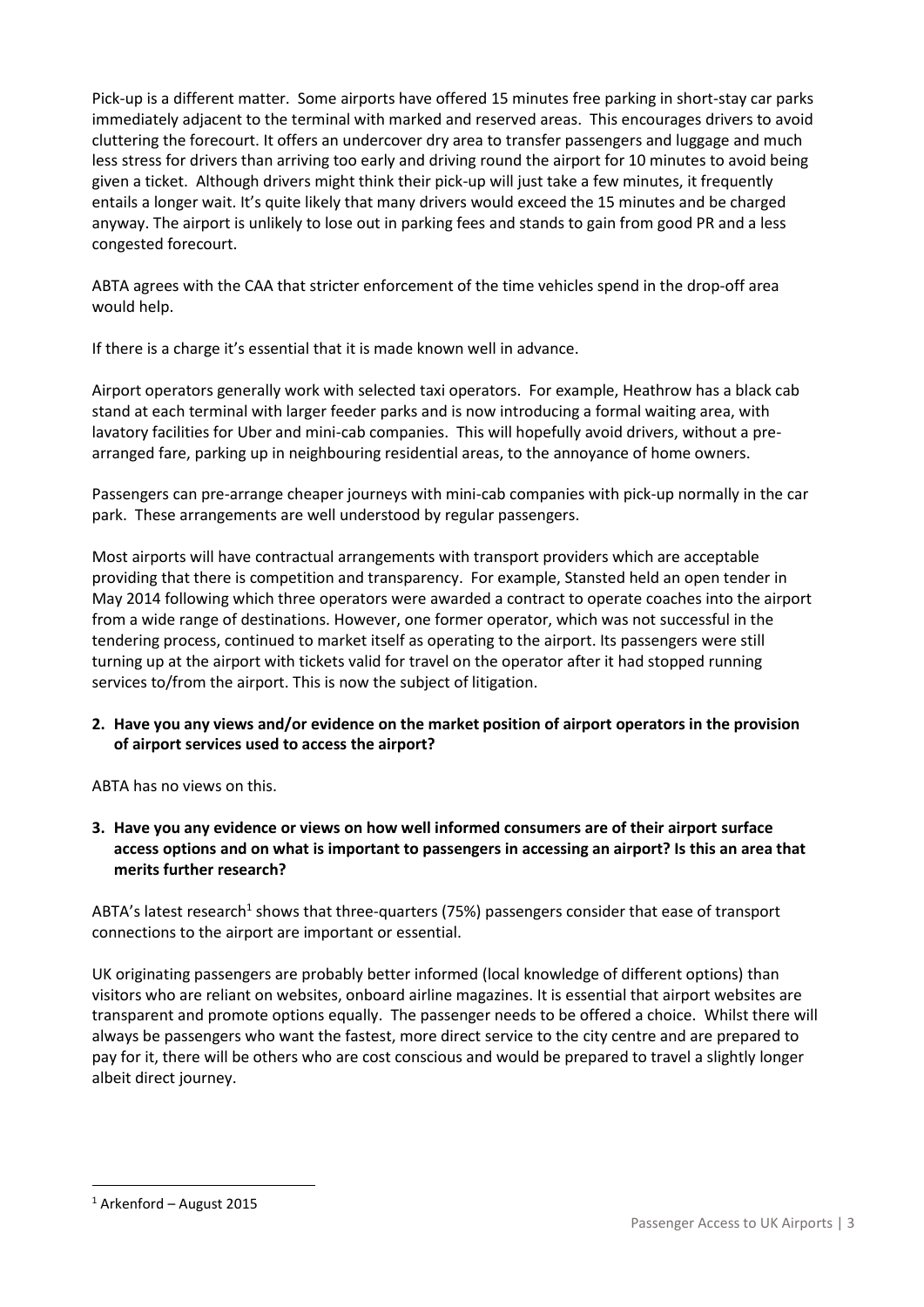Pick-up is a different matter. Some airports have offered 15 minutes free parking in short-stay car parks immediately adjacent to the terminal with marked and reserved areas. This encourages drivers to avoid cluttering the forecourt. It offers an undercover dry area to transfer passengers and luggage and much less stress for drivers than arriving too early and driving round the airport for 10 minutes to avoid being given a ticket. Although drivers might think their pick-up will just take a few minutes, it frequently entails a longer wait. It's quite likely that many drivers would exceed the 15 minutes and be charged anyway. The airport is unlikely to lose out in parking fees and stands to gain from good PR and a less congested forecourt.

ABTA agrees with the CAA that stricter enforcement of the time vehicles spend in the drop-off area would help.

If there is a charge it's essential that it is made known well in advance.

Airport operators generally work with selected taxi operators. For example, Heathrow has a black cab stand at each terminal with larger feeder parks and is now introducing a formal waiting area, with lavatory facilities for Uber and mini-cab companies. This will hopefully avoid drivers, without a pre-arranged fare, parking up in neighbouring residential areas, to the annoyance of home owners.

Passengers can pre-arrange cheaper journeys with mini-cab companies with pick-up normally in the car park. These arrangements are well understood by regular passengers.

Most airports will have contractual arrangements with transport providers which are acceptable providing that there is competition and transparency. For example, Stansted held an open tender in May 2014 following which three operators were awarded a contract to operate coaches into the airport from a wide range of destinations. However, one former operator, which was not successful in the tendering process, continued to market itself as operating to the airport. Its passengers were still turning up at the airport with tickets valid for travel on the operator after it had stopped running services to/from the airport. This is now the subject of litigation.

**2. Have you any views and/or evidence on the market position of airport operators in the provision of airport services used to access the airport?**

ABTA has no views on this.

**3. Have you any evidence or views on how well informed consumers are of their airport surface access options and on what is important to passengers in accessing an airport? Is this an area that merits further research?**

ABTA's latest research[1] shows that three-quarters (75%) passengers consider that ease of transport connections to the airport are important or essential.

UK originating passengers are probably better informed (local knowledge of different options) than visitors who are reliant on websites, onboard airline magazines. It is essential that airport websites are transparent and promote options equally. The passenger needs to be offered a choice. Whilst there will always be passengers who want the fastest, more direct service to the city centre and are prepared to pay for it, there will be others who are cost conscious and would be prepared to travel a slightly longer albeit direct journey.

---

[1] Arkenford – August 2015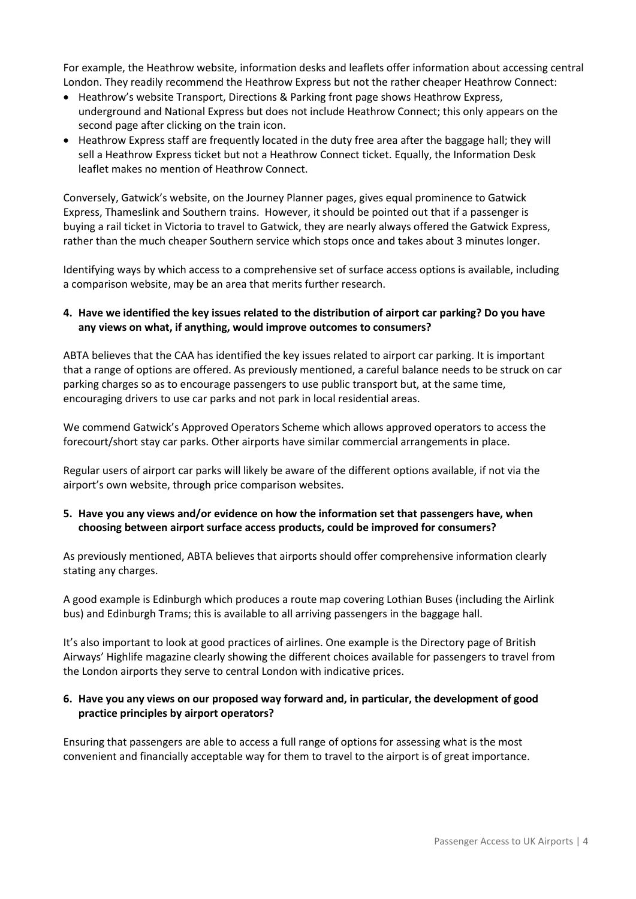For example, the Heathrow website, information desks and leaflets offer information about accessing central London. They readily recommend the Heathrow Express but not the rather cheaper Heathrow Connect:

- Heathrow's website Transport, Directions & Parking front page shows Heathrow Express, underground and National Express but does not include Heathrow Connect; this only appears on the second page after clicking on the train icon.
- Heathrow Express staff are frequently located in the duty free area after the baggage hall; they will sell a Heathrow Express ticket but not a Heathrow Connect ticket. Equally, the Information Desk leaflet makes no mention of Heathrow Connect.

Conversely, Gatwick's website, on the Journey Planner pages, gives equal prominence to Gatwick Express, Thameslink and Southern trains. However, it should be pointed out that if a passenger is buying a rail ticket in Victoria to travel to Gatwick, they are nearly always offered the Gatwick Express, rather than the much cheaper Southern service which stops once and takes about 3 minutes longer.

Identifying ways by which access to a comprehensive set of surface access options is available, including a comparison website, may be an area that merits further research.

**4. Have we identified the key issues related to the distribution of airport car parking? Do you have any views on what, if anything, would improve outcomes to consumers?**

ABTA believes that the CAA has identified the key issues related to airport car parking. It is important that a range of options are offered. As previously mentioned, a careful balance needs to be struck on car parking charges so as to encourage passengers to use public transport but, at the same time, encouraging drivers to use car parks and not park in local residential areas.

We commend Gatwick's Approved Operators Scheme which allows approved operators to access the forecourt/short stay car parks. Other airports have similar commercial arrangements in place.

Regular users of airport car parks will likely be aware of the different options available, if not via the airport's own website, through price comparison websites.

**5. Have you any views and/or evidence on how the information set that passengers have, when choosing between airport surface access products, could be improved for consumers?**

As previously mentioned, ABTA believes that airports should offer comprehensive information clearly stating any charges.

A good example is Edinburgh which produces a route map covering Lothian Buses (including the Airlink bus) and Edinburgh Trams; this is available to all arriving passengers in the baggage hall.

It's also important to look at good practices of airlines. One example is the Directory page of British Airways' Highlife magazine clearly showing the different choices available for passengers to travel from the London airports they serve to central London with indicative prices.

**6. Have you any views on our proposed way forward and, in particular, the development of good practice principles by airport operators?**

Ensuring that passengers are able to access a full range of options for assessing what is the most convenient and financially acceptable way for them to travel to the airport is of great importance.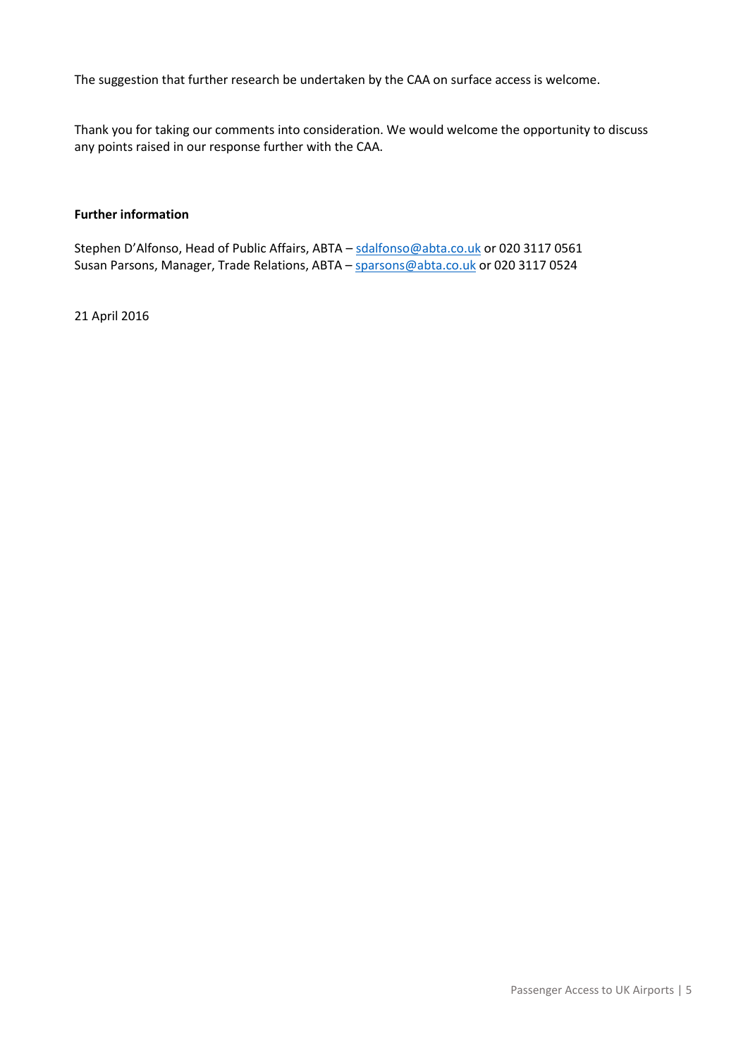The suggestion that further research be undertaken by the CAA on surface access is welcome.

Thank you for taking our comments into consideration. We would welcome the opportunity to discuss any points raised in our response further with the CAA.

**Further information**

Stephen D'Alfonso, Head of Public Affairs, ABTA – sdalfonso@abta.co.uk or 020 3117 0561
Susan Parsons, Manager, Trade Relations, ABTA – sparsons@abta.co.uk or 020 3117 0524

21 April 2016